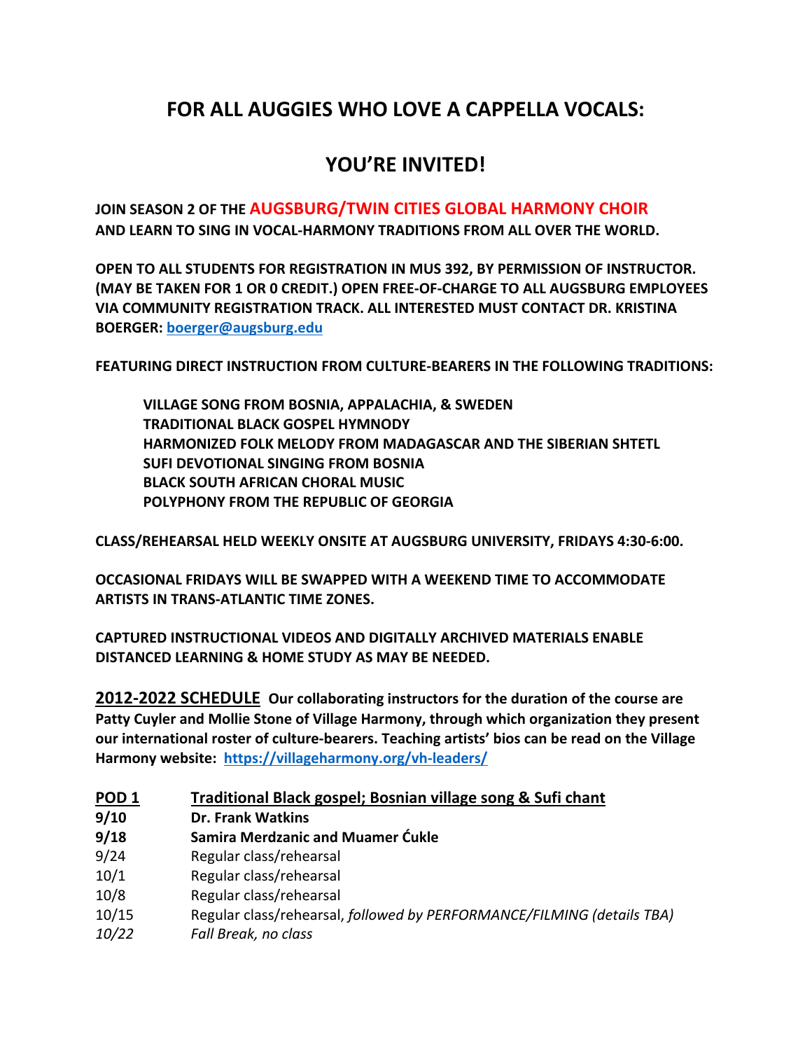# FOR ALL AUGGIES WHO LOVE A CAPPELLA VOCALS:

# YOU'RE INVITED!

**JOIN SEASON 2 OF THE AUGSBURG/TWIN CITIES GLOBAL HARMONY CHOIR AND LEARN TO SING IN VOCAL-HARMONY TRADITIONS FROM ALL OVER THE WORLD.**

**OPEN TO ALL STUDENTS FOR REGISTRATION IN MUS 392, BY PERMISSION OF INSTRUCTOR. (MAY BE TAKEN FOR 1 OR 0 CREDIT.) OPEN FREE-OF-CHARGE TO ALL AUGSBURG EMPLOYEES VIA COMMUNITY REGISTRATION TRACK. ALL INTERESTED MUST CONTACT DR. KRISTINA BOERGER: [boerger@augsburg.edu](mailto:boerger@augsburg.edu)**

**FEATURING DIRECT INSTRUCTION FROM CULTURE-BEARERS IN THE FOLLOWING TRADITIONS:**

- **VILLAGE SONG FROM BOSNIA, APPALACHIA, & SWEDEN**
- **TRADITIONAL BLACK GOSPEL HYMNODY**
- **HARMONIZED FOLK MELODY FROM MADAGASCAR AND THE SIBERIAN SHTETL**
- **SUFI DEVOTIONAL SINGING FROM BOSNIA**
- **BLACK SOUTH AFRICAN CHORAL MUSIC**
- **POLYPHONY FROM THE REPUBLIC OF GEORGIA**

**CLASS/REHEARSAL HELD WEEKLY ONSITE AT AUGSBURG UNIVERSITY, FRIDAYS 4:30-6:00.**

**OCCASIONAL FRIDAYS WILL BE SWAPPED WITH A WEEKEND TIME TO ACCOMMODATE ARTISTS IN TRANS-ATLANTIC TIME ZONES.**

**CAPTURED INSTRUCTIONAL VIDEOS AND DIGITALLY ARCHIVED MATERIALS ENABLE DISTANCED LEARNING & HOME STUDY AS MAY BE NEEDED.**

**2012-2022 SCHEDULE** **Our collaborating instructors for the duration of the course are Patty Cuyler and Mollie Stone of Village Harmony, through which organization they present our international roster of culture-bearers. Teaching artists' bios can be read on the Village Harmony website: [https://villageharmony.org/vh-leaders/](https://villageharmony.org/vh-leaders/)**

| **POD 1** | **Traditional Black gospel; Bosnian village song & Sufi chant** |
|---|---|
| **9/10** | **Dr. Frank Watkins** |
| **9/18** | **Samira Merdzanic and Muamer Ćukle** |
| 9/24 | Regular class/rehearsal |
| 10/1 | Regular class/rehearsal |
| 10/8 | Regular class/rehearsal |
| 10/15 | Regular class/rehearsal, *followed by PERFORMANCE/FILMING (details TBA)* |
| *10/22* | *Fall Break, no class* |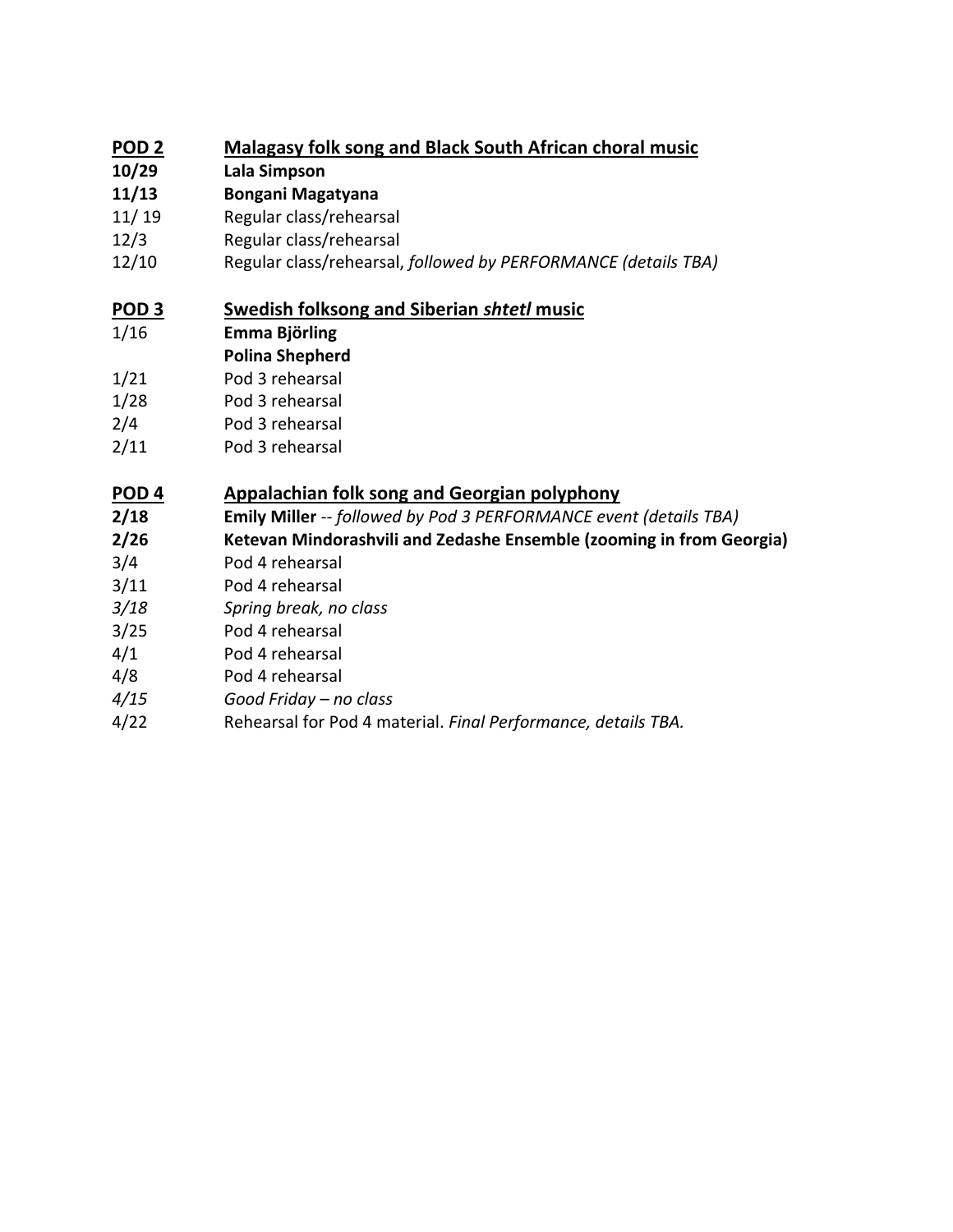**POD 2** **Malagasy folk song and Black South African choral music**

**10/29** **Lala Simpson**
**11/13** **Bongani Magatyana**
11/ 19 Regular class/rehearsal
12/3 Regular class/rehearsal
12/10 Regular class/rehearsal, *followed by PERFORMANCE (details TBA)*

**POD 3** **Swedish folksong and Siberian *shtetl* music**

1/16 **Emma Björling**
**Polina Shepherd**
1/21 Pod 3 rehearsal
1/28 Pod 3 rehearsal
2/4 Pod 3 rehearsal
2/11 Pod 3 rehearsal

**POD 4** **Appalachian folk song and Georgian polyphony**

**2/18** **Emily Miller** -- *followed by Pod 3 PERFORMANCE event (details TBA)*
**2/26** **Ketevan Mindorashvili and Zedashe Ensemble (zooming in from Georgia)**
3/4 Pod 4 rehearsal
3/11 Pod 4 rehearsal
*3/18* *Spring break, no class*
3/25 Pod 4 rehearsal
4/1 Pod 4 rehearsal
4/8 Pod 4 rehearsal
*4/15* *Good Friday – no class*
4/22 Rehearsal for Pod 4 material. *Final Performance, details TBA.*